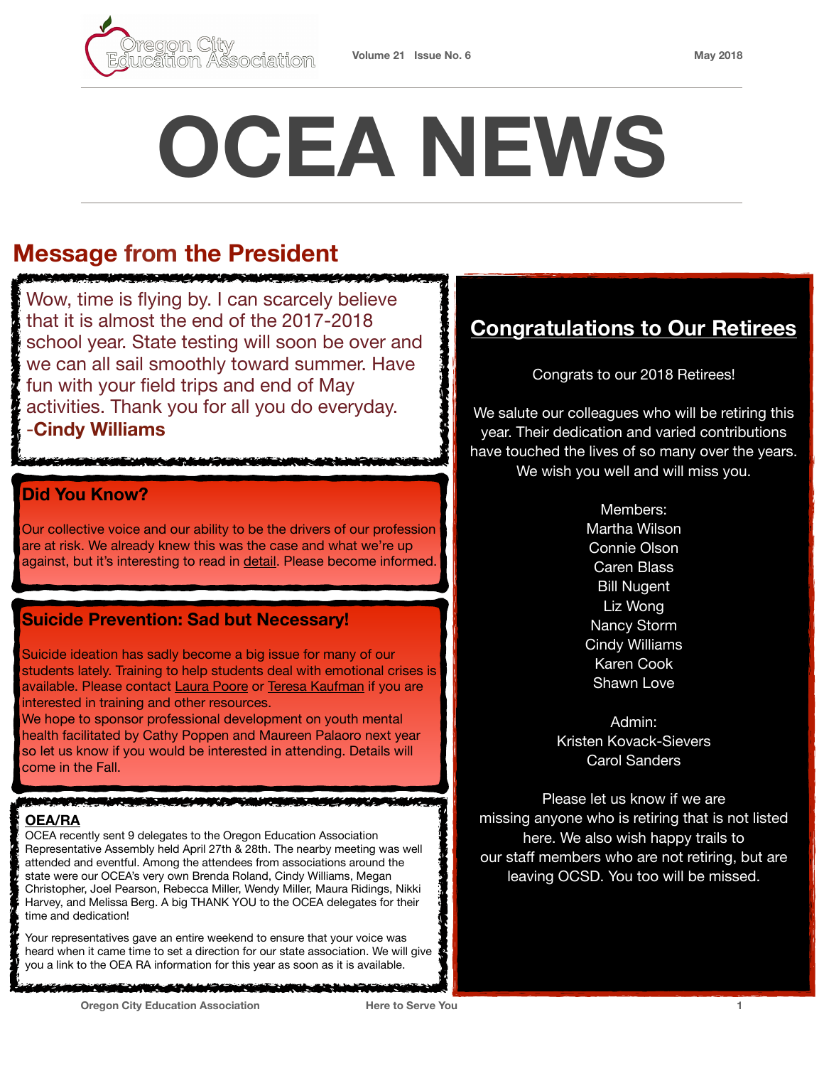Oregon City Education Association

Volume 21 Issue No. 6

May 2018

# OCEA NEWS

## Message from the President

Wow, time is flying by. I can scarcely believe that it is almost the end of the 2017-2018 school year. State testing will soon be over and we can all sail smoothly toward summer. Have fun with your field trips and end of May activities. Thank you for all you do everyday. -**Cindy Williams**

### Did You Know?

Our collective voice and our ability to be the drivers of our profession are at risk. We already knew this was the case and what we're up against, but it's interesting to read in detail. Please become informed.

### Suicide Prevention: Sad but Necessary!

Suicide ideation has sadly become a big issue for many of our students lately. Training to help students deal with emotional crises is available. Please contact Laura Poore or Teresa Kaufman if you are interested in training and other resources.

We hope to sponsor professional development on youth mental health facilitated by Cathy Poppen and Maureen Palaoro next year so let us know if you would be interested in attending. Details will come in the Fall.

### OEA/RA

OCEA recently sent 9 delegates to the Oregon Education Association Representative Assembly held April 27th & 28th. The nearby meeting was well attended and eventful. Among the attendees from associations around the state were our OCEA's very own Brenda Roland, Cindy Williams, Megan Christopher, Joel Pearson, Rebecca Miller, Wendy Miller, Maura Ridings, Nikki Harvey, and Melissa Berg. A big THANK YOU to the OCEA delegates for their time and dedication!

Your representatives gave an entire weekend to ensure that your voice was heard when it came time to set a direction for our state association. We will give you a link to the OEA RA information for this year as soon as it is available.

## Congratulations to Our Retirees

Congrats to our 2018 Retirees!

We salute our colleagues who will be retiring this year. Their dedication and varied contributions have touched the lives of so many over the years. We wish you well and will miss you.

Members:
Martha Wilson
Connie Olson
Caren Blass
Bill Nugent
Liz Wong
Nancy Storm
Cindy Williams
Karen Cook
Shawn Love

Admin:
Kristen Kovack-Sievers
Carol Sanders

Please let us know if we are missing anyone who is retiring that is not listed here. We also wish happy trails to our staff members who are not retiring, but are leaving OCSD. You too will be missed.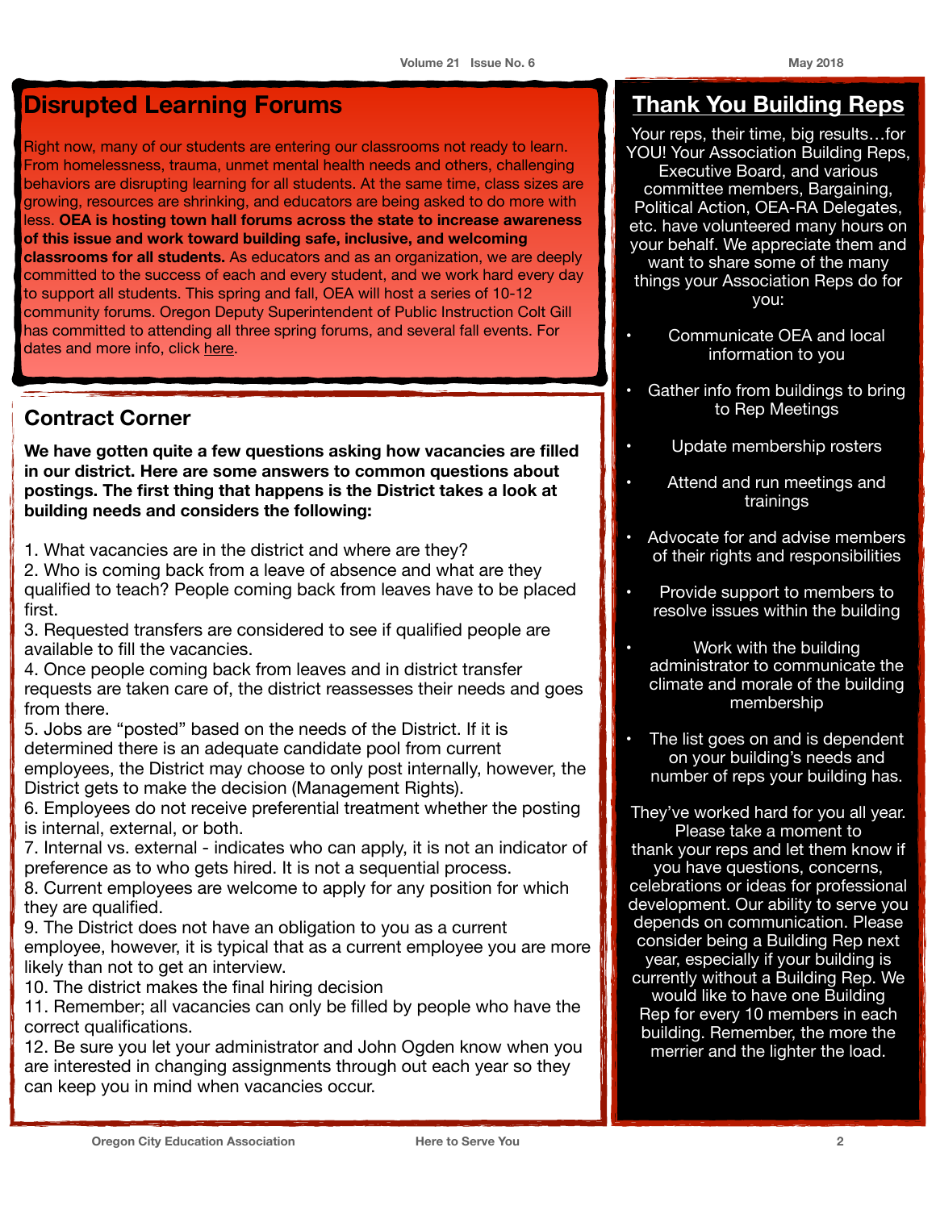## Disrupted Learning Forums

Right now, many of our students are entering our classrooms not ready to learn. From homelessness, trauma, unmet mental health needs and others, challenging behaviors are disrupting learning for all students. At the same time, class sizes are growing, resources are shrinking, and educators are being asked to do more with less. **OEA is hosting town hall forums across the state to increase awareness of this issue and work toward building safe, inclusive, and welcoming classrooms for all students.** As educators and as an organization, we are deeply committed to the success of each and every student, and we work hard every day to support all students. This spring and fall, OEA will host a series of 10-12 community forums. Oregon Deputy Superintendent of Public Instruction Colt Gill has committed to attending all three spring forums, and several fall events. For dates and more info, click here.

## Contract Corner

**We have gotten quite a few questions asking how vacancies are filled in our district. Here are some answers to common questions about postings. The first thing that happens is the District takes a look at building needs and considers the following:**

1. What vacancies are in the district and where are they?
2. Who is coming back from a leave of absence and what are they qualified to teach? People coming back from leaves have to be placed first.
3. Requested transfers are considered to see if qualified people are available to fill the vacancies.
4. Once people coming back from leaves and in district transfer requests are taken care of, the district reassesses their needs and goes from there.
5. Jobs are "posted" based on the needs of the District. If it is determined there is an adequate candidate pool from current employees, the District may choose to only post internally, however, the District gets to make the decision (Management Rights).
6. Employees do not receive preferential treatment whether the posting is internal, external, or both.
7. Internal vs. external - indicates who can apply, it is not an indicator of preference as to who gets hired. It is not a sequential process.
8. Current employees are welcome to apply for any position for which they are qualified.
9. The District does not have an obligation to you as a current employee, however, it is typical that as a current employee you are more likely than not to get an interview.
10. The district makes the final hiring decision
11. Remember; all vacancies can only be filled by people who have the correct qualifications.
12. Be sure you let your administrator and John Ogden know when you are interested in changing assignments through out each year so they can keep you in mind when vacancies occur.

## Thank You Building Reps

Your reps, their time, big results…for YOU! Your Association Building Reps, Executive Board, and various committee members, Bargaining, Political Action, OEA-RA Delegates, etc. have volunteered many hours on your behalf. We appreciate them and want to share some of the many things your Association Reps do for you:

- Communicate OEA and local information to you
- Gather info from buildings to bring to Rep Meetings
- Update membership rosters
- Attend and run meetings and trainings
- Advocate for and advise members of their rights and responsibilities
- Provide support to members to resolve issues within the building
- Work with the building administrator to communicate the climate and morale of the building membership
- The list goes on and is dependent on your building's needs and number of reps your building has.

They've worked hard for you all year. Please take a moment to thank your reps and let them know if you have questions, concerns, celebrations or ideas for professional development. Our ability to serve you depends on communication. Please consider being a Building Rep next year, especially if your building is currently without a Building Rep. We would like to have one Building Rep for every 10 members in each building. Remember, the more the merrier and the lighter the load.